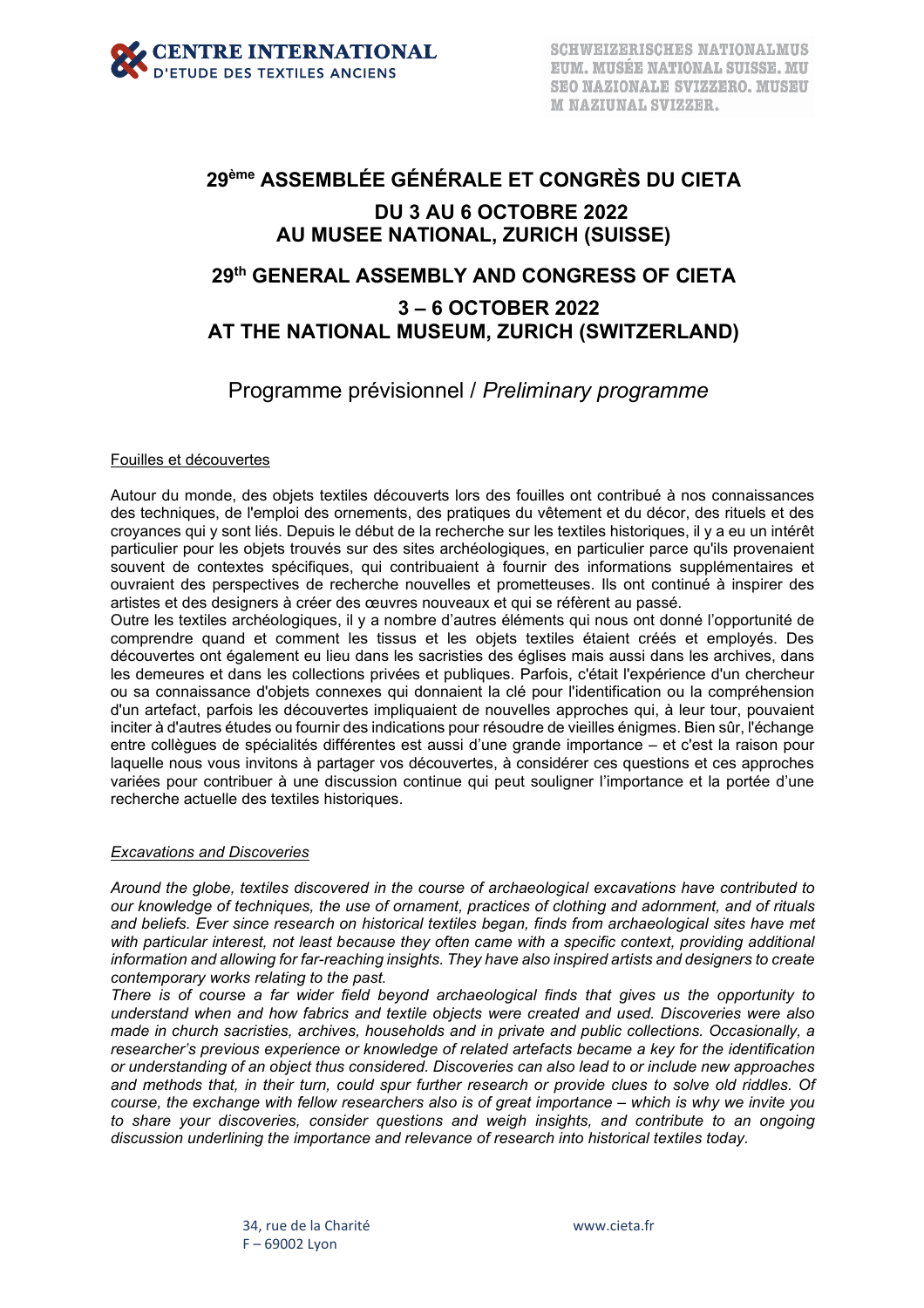CENTRE INTERNATIONAL
D'ETUDE DES TEXTILES ANCIENS

SCHWEIZERISCHES NATIONALMUSEUM. MUSÉE NATIONAL SUISSE. MUSEO NAZIONALE SVIZZERO. MUSEUM NAZIUNAL SVIZZER.

# 29ème ASSEMBLÉE GÉNÉRALE ET CONGRÈS DU CIETA

## DU 3 AU 6 OCTOBRE 2022
## AU MUSEE NATIONAL, ZURICH (SUISSE)

# 29th GENERAL ASSEMBLY AND CONGRESS OF CIETA

## 3 – 6 OCTOBER 2022
## AT THE NATIONAL MUSEUM, ZURICH (SWITZERLAND)

Programme prévisionnel / *Preliminary programme*

Fouilles et découvertes

Autour du monde, des objets textiles découverts lors des fouilles ont contribué à nos connaissances des techniques, de l'emploi des ornements, des pratiques du vêtement et du décor, des rituels et des croyances qui y sont liés. Depuis le début de la recherche sur les textiles historiques, il y a eu un intérêt particulier pour les objets trouvés sur des sites archéologiques, en particulier parce qu'ils provenaient souvent de contextes spécifiques, qui contribuaient à fournir des informations supplémentaires et ouvraient des perspectives de recherche nouvelles et prometteuses. Ils ont continué à inspirer des artistes et des designers à créer des œuvres nouveaux et qui se réfèrent au passé.
Outre les textiles archéologiques, il y a nombre d'autres éléments qui nous ont donné l'opportunité de comprendre quand et comment les tissus et les objets textiles étaient créés et employés. Des découvertes ont également eu lieu dans les sacristies des églises mais aussi dans les archives, dans les demeures et dans les collections privées et publiques. Parfois, c'était l'expérience d'un chercheur ou sa connaissance d'objets connexes qui donnaient la clé pour l'identification ou la compréhension d'un artefact, parfois les découvertes impliquaient de nouvelles approches qui, à leur tour, pouvaient inciter à d'autres études ou fournir des indications pour résoudre de vieilles énigmes. Bien sûr, l'échange entre collègues de spécialités différentes est aussi d'une grande importance – et c'est la raison pour laquelle nous vous invitons à partager vos découvertes, à considérer ces questions et ces approches variées pour contribuer à une discussion continue qui peut souligner l'importance et la portée d'une recherche actuelle des textiles historiques.

*Excavations and Discoveries*

*Around the globe, textiles discovered in the course of archaeological excavations have contributed to our knowledge of techniques, the use of ornament, practices of clothing and adornment, and of rituals and beliefs. Ever since research on historical textiles began, finds from archaeological sites have met with particular interest, not least because they often came with a specific context, providing additional information and allowing for far-reaching insights. They have also inspired artists and designers to create contemporary works relating to the past.*
*There is of course a far wider field beyond archaeological finds that gives us the opportunity to understand when and how fabrics and textile objects were created and used. Discoveries were also made in church sacristies, archives, households and in private and public collections. Occasionally, a researcher's previous experience or knowledge of related artefacts became a key for the identification or understanding of an object thus considered. Discoveries can also lead to or include new approaches and methods that, in their turn, could spur further research or provide clues to solve old riddles. Of course, the exchange with fellow researchers also is of great importance – which is why we invite you to share your discoveries, consider questions and weigh insights, and contribute to an ongoing discussion underlining the importance and relevance of research into historical textiles today.*

34, rue de la Charité
F – 69002 Lyon

www.cieta.fr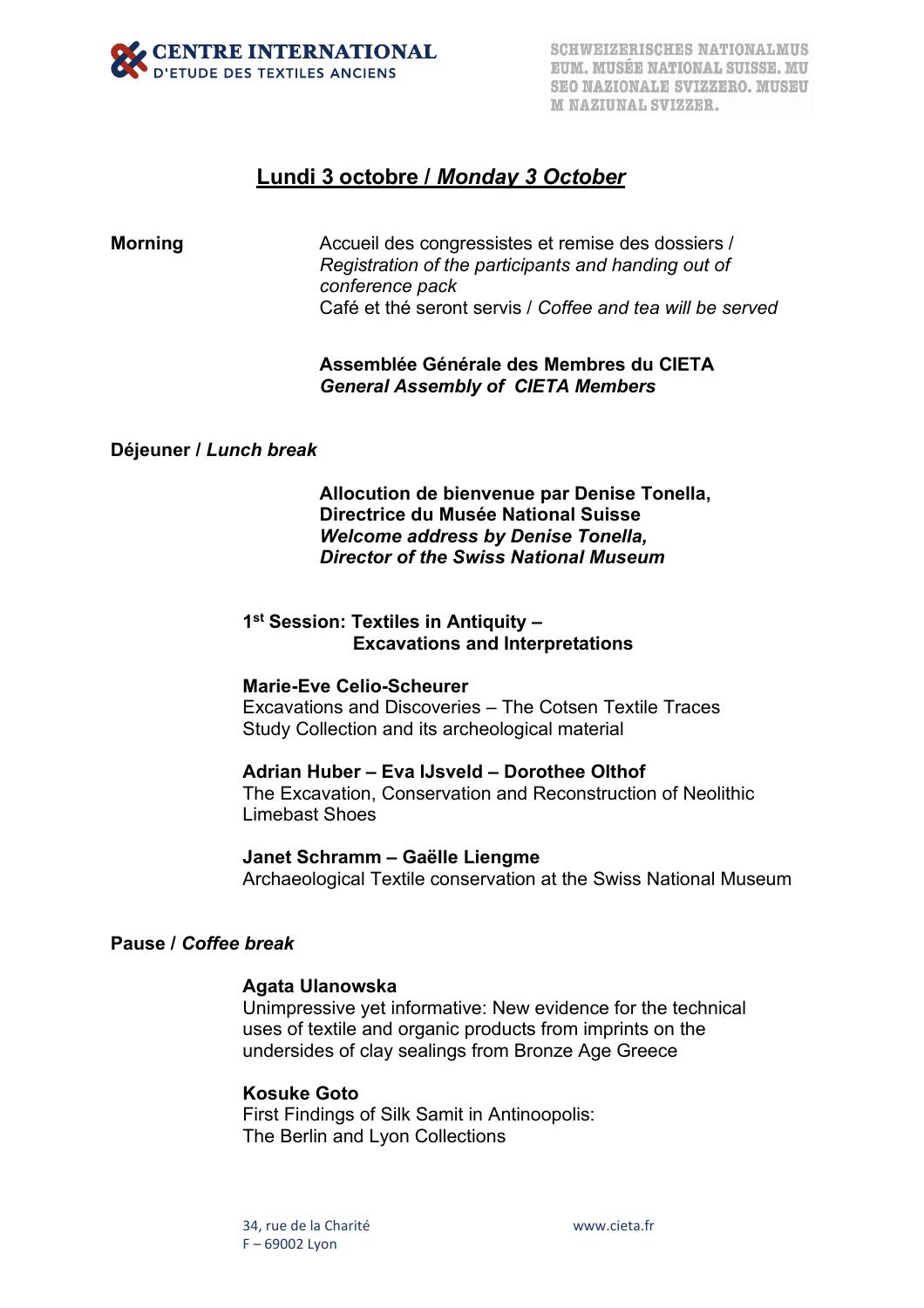## Lundi 3 octobre / *Monday 3 October*

**Morning**

Accueil des congressistes et remise des dossiers / *Registration of the participants and handing out of conference pack*
Café et thé seront servis / *Coffee and tea will be served*

**Assemblée Générale des Membres du CIETA**
***General Assembly of CIETA Members***

**Déjeuner / *Lunch break***

**Allocution de bienvenue par Denise Tonella, Directrice du Musée National Suisse**
***Welcome address by Denise Tonella, Director of the Swiss National Museum***

### 1st Session: Textiles in Antiquity – Excavations and Interpretations

**Marie-Eve Celio-Scheurer**
Excavations and Discoveries – The Cotsen Textile Traces Study Collection and its archeological material

**Adrian Huber – Eva IJsveld – Dorothee Olthof**
The Excavation, Conservation and Reconstruction of Neolithic Limebast Shoes

**Janet Schramm – Gaëlle Liengme**
Archaeological Textile conservation at the Swiss National Museum

**Pause / *Coffee break***

**Agata Ulanowska**
Unimpressive yet informative: New evidence for the technical uses of textile and organic products from imprints on the undersides of clay sealings from Bronze Age Greece

**Kosuke Goto**
First Findings of Silk Samit in Antinoopolis: The Berlin and Lyon Collections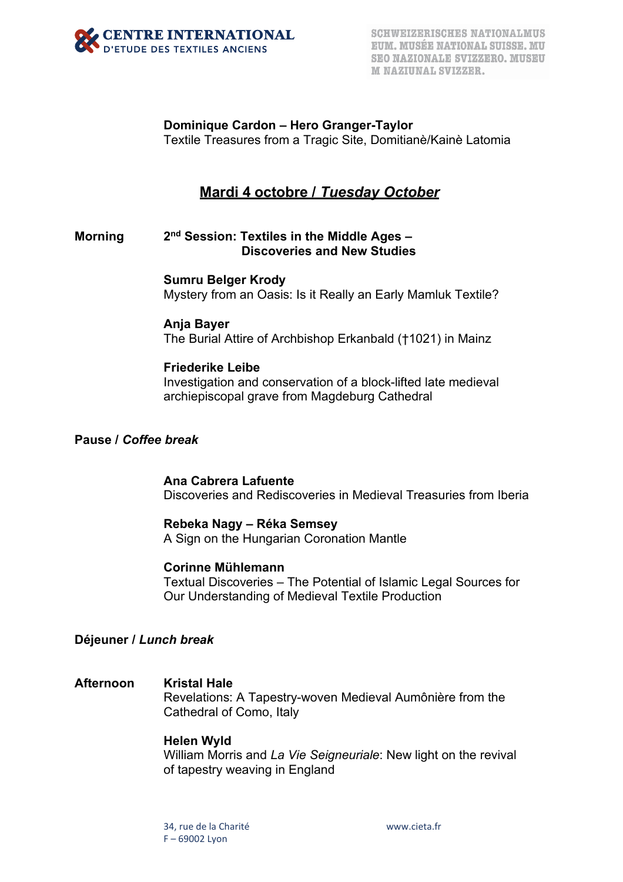Dominique Cardon – Hero Granger-Taylor
Textile Treasures from a Tragic Site, Domitianè/Kainè Latomia

## Mardi 4 octobre / *Tuesday October*

**Morning** — **2nd Session: Textiles in the Middle Ages – Discoveries and New Studies**

**Sumru Belger Krody**
Mystery from an Oasis: Is it Really an Early Mamluk Textile?

**Anja Bayer**
The Burial Attire of Archbishop Erkanbald (†1021) in Mainz

**Friederike Leibe**
Investigation and conservation of a block-lifted late medieval archiepiscopal grave from Magdeburg Cathedral

**Pause / *Coffee break***

**Ana Cabrera Lafuente**
Discoveries and Rediscoveries in Medieval Treasuries from Iberia

**Rebeka Nagy – Réka Semsey**
A Sign on the Hungarian Coronation Mantle

**Corinne Mühlemann**
Textual Discoveries – The Potential of Islamic Legal Sources for Our Understanding of Medieval Textile Production

**Déjeuner / *Lunch break***

**Afternoon**

**Kristal Hale**
Revelations: A Tapestry-woven Medieval Aumônière from the Cathedral of Como, Italy

**Helen Wyld**
William Morris and *La Vie Seigneuriale*: New light on the revival of tapestry weaving in England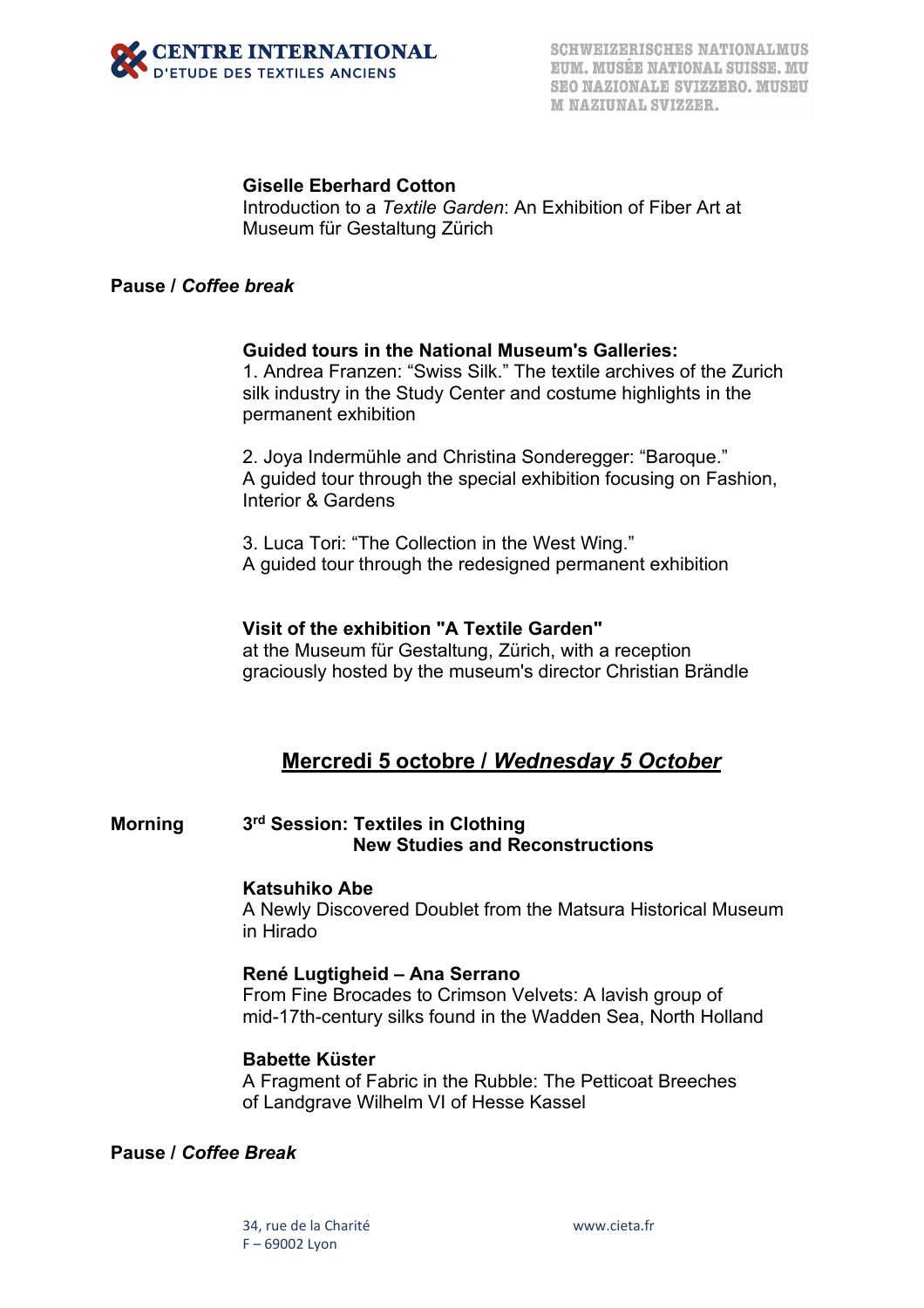**Giselle Eberhard Cotton**
Introduction to a *Textile Garden*: An Exhibition of Fiber Art at Museum für Gestaltung Zürich

**Pause / *Coffee break***

**Guided tours in the National Museum's Galleries:**
1. Andrea Franzen: “Swiss Silk.” The textile archives of the Zurich silk industry in the Study Center and costume highlights in the permanent exhibition

2. Joya Indermühle and Christina Sonderegger: “Baroque.” A guided tour through the special exhibition focusing on Fashion, Interior & Gardens

3. Luca Tori: “The Collection in the West Wing.” A guided tour through the redesigned permanent exhibition

**Visit of the exhibition "A Textile Garden"**
at the Museum für Gestaltung, Zürich, with a reception graciously hosted by the museum's director Christian Brändle

## Mercredi 5 octobre / *Wednesday 5 October*

**Morning** **3rd Session: Textiles in Clothing**
**New Studies and Reconstructions**

**Katsuhiko Abe**
A Newly Discovered Doublet from the Matsura Historical Museum in Hirado

**René Lugtigheid – Ana Serrano**
From Fine Brocades to Crimson Velvets: A lavish group of mid-17th-century silks found in the Wadden Sea, North Holland

**Babette Küster**
A Fragment of Fabric in the Rubble: The Petticoat Breeches of Landgrave Wilhelm VI of Hesse Kassel

**Pause / *Coffee Break***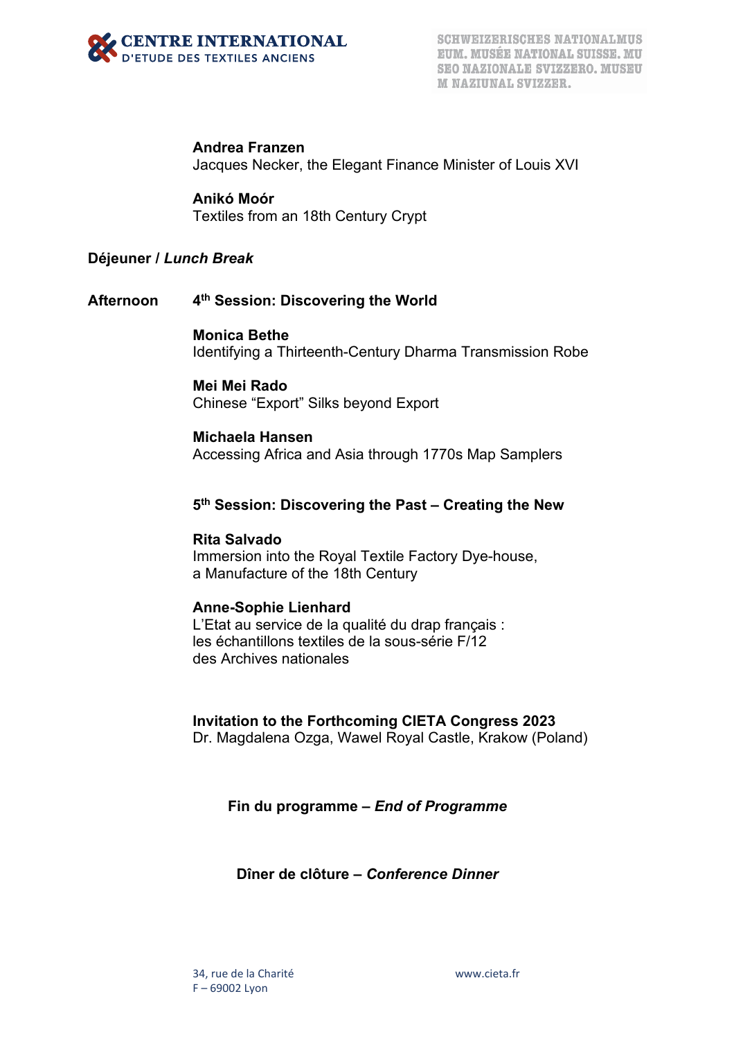**Andrea Franzen**
Jacques Necker, the Elegant Finance Minister of Louis XVI

**Anikó Moór**
Textiles from an 18th Century Crypt

**Déjeuner / *Lunch Break***

**Afternoon** **4th Session: Discovering the World**

**Monica Bethe**
Identifying a Thirteenth-Century Dharma Transmission Robe

**Mei Mei Rado**
Chinese “Export” Silks beyond Export

**Michaela Hansen**
Accessing Africa and Asia through 1770s Map Samplers

**5th Session: Discovering the Past – Creating the New**

**Rita Salvado**
Immersion into the Royal Textile Factory Dye-house,
a Manufacture of the 18th Century

**Anne-Sophie Lienhard**
L’Etat au service de la qualité du drap français :
les échantillons textiles de la sous-série F/12
des Archives nationales

**Invitation to the Forthcoming CIETA Congress 2023**
Dr. Magdalena Ozga, Wawel Royal Castle, Krakow (Poland)

**Fin du programme – *End of Programme***

**Dîner de clôture – *Conference Dinner***